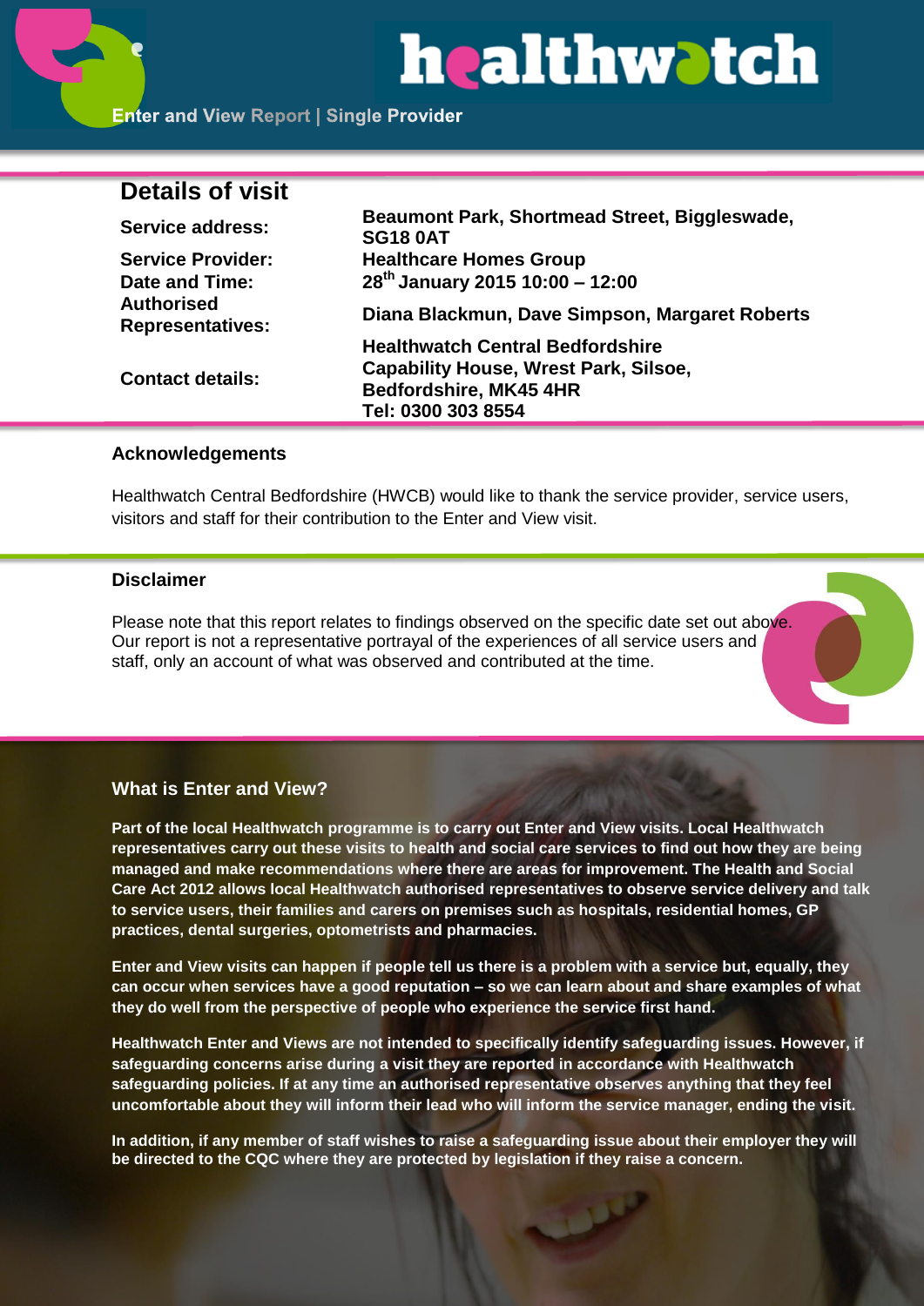# healthwatch

Enter and View Report | Single Provider

## Details of visit

| | |
|---|---|
| **Service address:** | **Beaumont Park, Shortmead Street, Biggleswade, SG18 0AT** |
| **Service Provider:** | **Healthcare Homes Group** |
| **Date and Time:** | **28th January 2015 10:00 – 12:00** |
| **Authorised Representatives:** | **Diana Blackmun, Dave Simpson, Margaret Roberts** |
| **Contact details:** | **Healthwatch Central Bedfordshire Capability House, Wrest Park, Silsoe, Bedfordshire, MK45 4HR Tel: 0300 303 8554** |

### Acknowledgements

Healthwatch Central Bedfordshire (HWCB) would like to thank the service provider, service users, visitors and staff for their contribution to the Enter and View visit.

### Disclaimer

Please note that this report relates to findings observed on the specific date set out above. Our report is not a representative portrayal of the experiences of all service users and staff, only an account of what was observed and contributed at the time.

### What is Enter and View?

**Part of the local Healthwatch programme is to carry out Enter and View visits. Local Healthwatch representatives carry out these visits to health and social care services to find out how they are being managed and make recommendations where there are areas for improvement. The Health and Social Care Act 2012 allows local Healthwatch authorised representatives to observe service delivery and talk to service users, their families and carers on premises such as hospitals, residential homes, GP practices, dental surgeries, optometrists and pharmacies.**

**Enter and View visits can happen if people tell us there is a problem with a service but, equally, they can occur when services have a good reputation – so we can learn about and share examples of what they do well from the perspective of people who experience the service first hand.**

**Healthwatch Enter and Views are not intended to specifically identify safeguarding issues. However, if safeguarding concerns arise during a visit they are reported in accordance with Healthwatch safeguarding policies. If at any time an authorised representative observes anything that they feel uncomfortable about they will inform their lead who will inform the service manager, ending the visit.**

**In addition, if any member of staff wishes to raise a safeguarding issue about their employer they will be directed to the CQC where they are protected by legislation if they raise a concern.**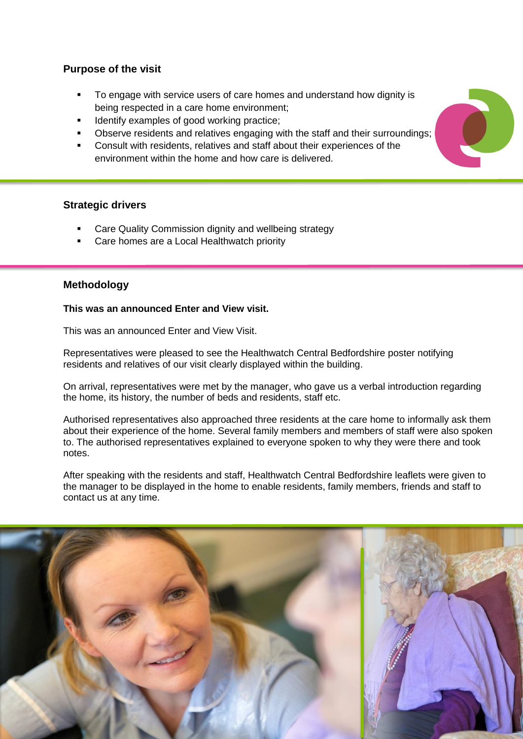## Purpose of the visit

- To engage with service users of care homes and understand how dignity is being respected in a care home environment;
- Identify examples of good working practice;
- Observe residents and relatives engaging with the staff and their surroundings;
- Consult with residents, relatives and staff about their experiences of the environment within the home and how care is delivered.

## Strategic drivers

- Care Quality Commission dignity and wellbeing strategy
- Care homes are a Local Healthwatch priority

## Methodology

**This was an announced Enter and View visit.**

This was an announced Enter and View Visit.

Representatives were pleased to see the Healthwatch Central Bedfordshire poster notifying residents and relatives of our visit clearly displayed within the building.

On arrival, representatives were met by the manager, who gave us a verbal introduction regarding the home, its history, the number of beds and residents, staff etc.

Authorised representatives also approached three residents at the care home to informally ask them about their experience of the home. Several family members and members of staff were also spoken to. The authorised representatives explained to everyone spoken to why they were there and took notes.

After speaking with the residents and staff, Healthwatch Central Bedfordshire leaflets were given to the manager to be displayed in the home to enable residents, family members, friends and staff to contact us at any time.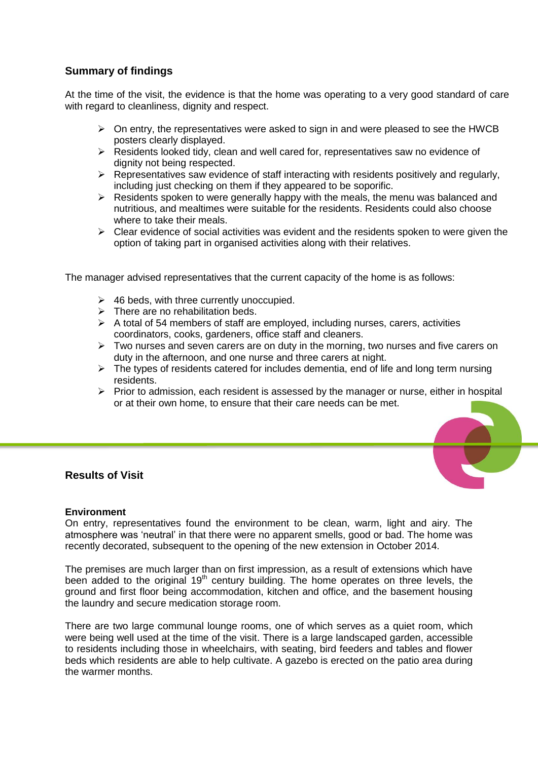## Summary of findings

At the time of the visit, the evidence is that the home was operating to a very good standard of care with regard to cleanliness, dignity and respect.

- On entry, the representatives were asked to sign in and were pleased to see the HWCB posters clearly displayed.
- Residents looked tidy, clean and well cared for, representatives saw no evidence of dignity not being respected.
- Representatives saw evidence of staff interacting with residents positively and regularly, including just checking on them if they appeared to be soporific.
- Residents spoken to were generally happy with the meals, the menu was balanced and nutritious, and mealtimes were suitable for the residents. Residents could also choose where to take their meals.
- Clear evidence of social activities was evident and the residents spoken to were given the option of taking part in organised activities along with their relatives.

The manager advised representatives that the current capacity of the home is as follows:

- 46 beds, with three currently unoccupied.
- There are no rehabilitation beds.
- A total of 54 members of staff are employed, including nurses, carers, activities coordinators, cooks, gardeners, office staff and cleaners.
- Two nurses and seven carers are on duty in the morning, two nurses and five carers on duty in the afternoon, and one nurse and three carers at night.
- The types of residents catered for includes dementia, end of life and long term nursing residents.
- Prior to admission, each resident is assessed by the manager or nurse, either in hospital or at their own home, to ensure that their care needs can be met.

## Results of Visit

**Environment**

On entry, representatives found the environment to be clean, warm, light and airy. The atmosphere was 'neutral' in that there were no apparent smells, good or bad. The home was recently decorated, subsequent to the opening of the new extension in October 2014.

The premises are much larger than on first impression, as a result of extensions which have been added to the original 19th century building. The home operates on three levels, the ground and first floor being accommodation, kitchen and office, and the basement housing the laundry and secure medication storage room.

There are two large communal lounge rooms, one of which serves as a quiet room, which were being well used at the time of the visit. There is a large landscaped garden, accessible to residents including those in wheelchairs, with seating, bird feeders and tables and flower beds which residents are able to help cultivate. A gazebo is erected on the patio area during the warmer months.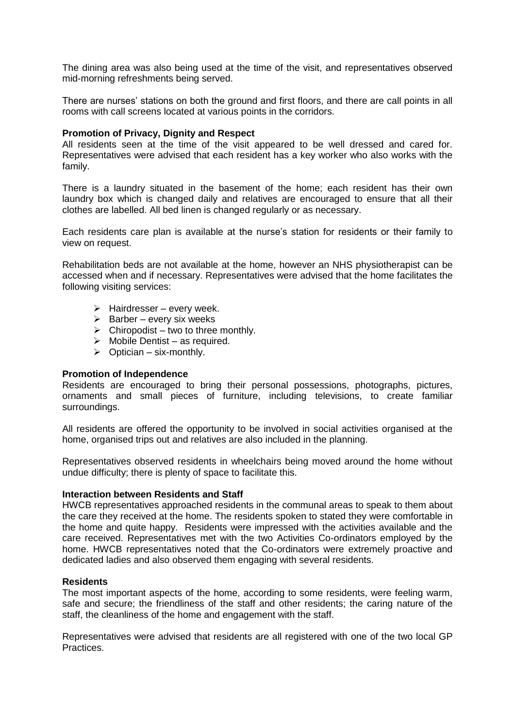The dining area was also being used at the time of the visit, and representatives observed mid-morning refreshments being served.

There are nurses' stations on both the ground and first floors, and there are call points in all rooms with call screens located at various points in the corridors.

**Promotion of Privacy, Dignity and Respect**

All residents seen at the time of the visit appeared to be well dressed and cared for. Representatives were advised that each resident has a key worker who also works with the family.

There is a laundry situated in the basement of the home; each resident has their own laundry box which is changed daily and relatives are encouraged to ensure that all their clothes are labelled. All bed linen is changed regularly or as necessary.

Each residents care plan is available at the nurse's station for residents or their family to view on request.

Rehabilitation beds are not available at the home, however an NHS physiotherapist can be accessed when and if necessary. Representatives were advised that the home facilitates the following visiting services:

- Hairdresser – every week.
- Barber – every six weeks
- Chiropodist – two to three monthly.
- Mobile Dentist – as required.
- Optician – six-monthly.

**Promotion of Independence**

Residents are encouraged to bring their personal possessions, photographs, pictures, ornaments and small pieces of furniture, including televisions, to create familiar surroundings.

All residents are offered the opportunity to be involved in social activities organised at the home, organised trips out and relatives are also included in the planning.

Representatives observed residents in wheelchairs being moved around the home without undue difficulty; there is plenty of space to facilitate this.

**Interaction between Residents and Staff**

HWCB representatives approached residents in the communal areas to speak to them about the care they received at the home. The residents spoken to stated they were comfortable in the home and quite happy. Residents were impressed with the activities available and the care received. Representatives met with the two Activities Co-ordinators employed by the home. HWCB representatives noted that the Co-ordinators were extremely proactive and dedicated ladies and also observed them engaging with several residents.

**Residents**

The most important aspects of the home, according to some residents, were feeling warm, safe and secure; the friendliness of the staff and other residents; the caring nature of the staff, the cleanliness of the home and engagement with the staff.

Representatives were advised that residents are all registered with one of the two local GP Practices.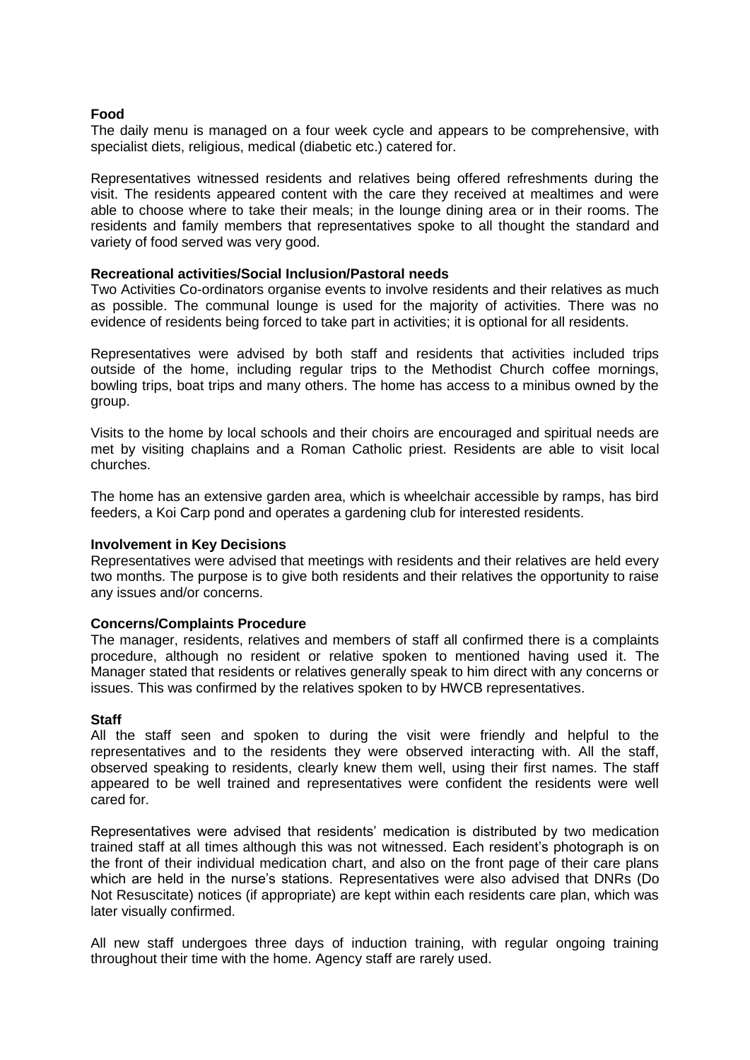**Food**

The daily menu is managed on a four week cycle and appears to be comprehensive, with specialist diets, religious, medical (diabetic etc.) catered for.

Representatives witnessed residents and relatives being offered refreshments during the visit. The residents appeared content with the care they received at mealtimes and were able to choose where to take their meals; in the lounge dining area or in their rooms. The residents and family members that representatives spoke to all thought the standard and variety of food served was very good.

**Recreational activities/Social Inclusion/Pastoral needs**

Two Activities Co-ordinators organise events to involve residents and their relatives as much as possible. The communal lounge is used for the majority of activities. There was no evidence of residents being forced to take part in activities; it is optional for all residents.

Representatives were advised by both staff and residents that activities included trips outside of the home, including regular trips to the Methodist Church coffee mornings, bowling trips, boat trips and many others. The home has access to a minibus owned by the group.

Visits to the home by local schools and their choirs are encouraged and spiritual needs are met by visiting chaplains and a Roman Catholic priest. Residents are able to visit local churches.

The home has an extensive garden area, which is wheelchair accessible by ramps, has bird feeders, a Koi Carp pond and operates a gardening club for interested residents.

**Involvement in Key Decisions**

Representatives were advised that meetings with residents and their relatives are held every two months. The purpose is to give both residents and their relatives the opportunity to raise any issues and/or concerns.

**Concerns/Complaints Procedure**

The manager, residents, relatives and members of staff all confirmed there is a complaints procedure, although no resident or relative spoken to mentioned having used it. The Manager stated that residents or relatives generally speak to him direct with any concerns or issues. This was confirmed by the relatives spoken to by HWCB representatives.

**Staff**

All the staff seen and spoken to during the visit were friendly and helpful to the representatives and to the residents they were observed interacting with. All the staff, observed speaking to residents, clearly knew them well, using their first names. The staff appeared to be well trained and representatives were confident the residents were well cared for.

Representatives were advised that residents' medication is distributed by two medication trained staff at all times although this was not witnessed. Each resident's photograph is on the front of their individual medication chart, and also on the front page of their care plans which are held in the nurse's stations. Representatives were also advised that DNRs (Do Not Resuscitate) notices (if appropriate) are kept within each residents care plan, which was later visually confirmed.

All new staff undergoes three days of induction training, with regular ongoing training throughout their time with the home. Agency staff are rarely used.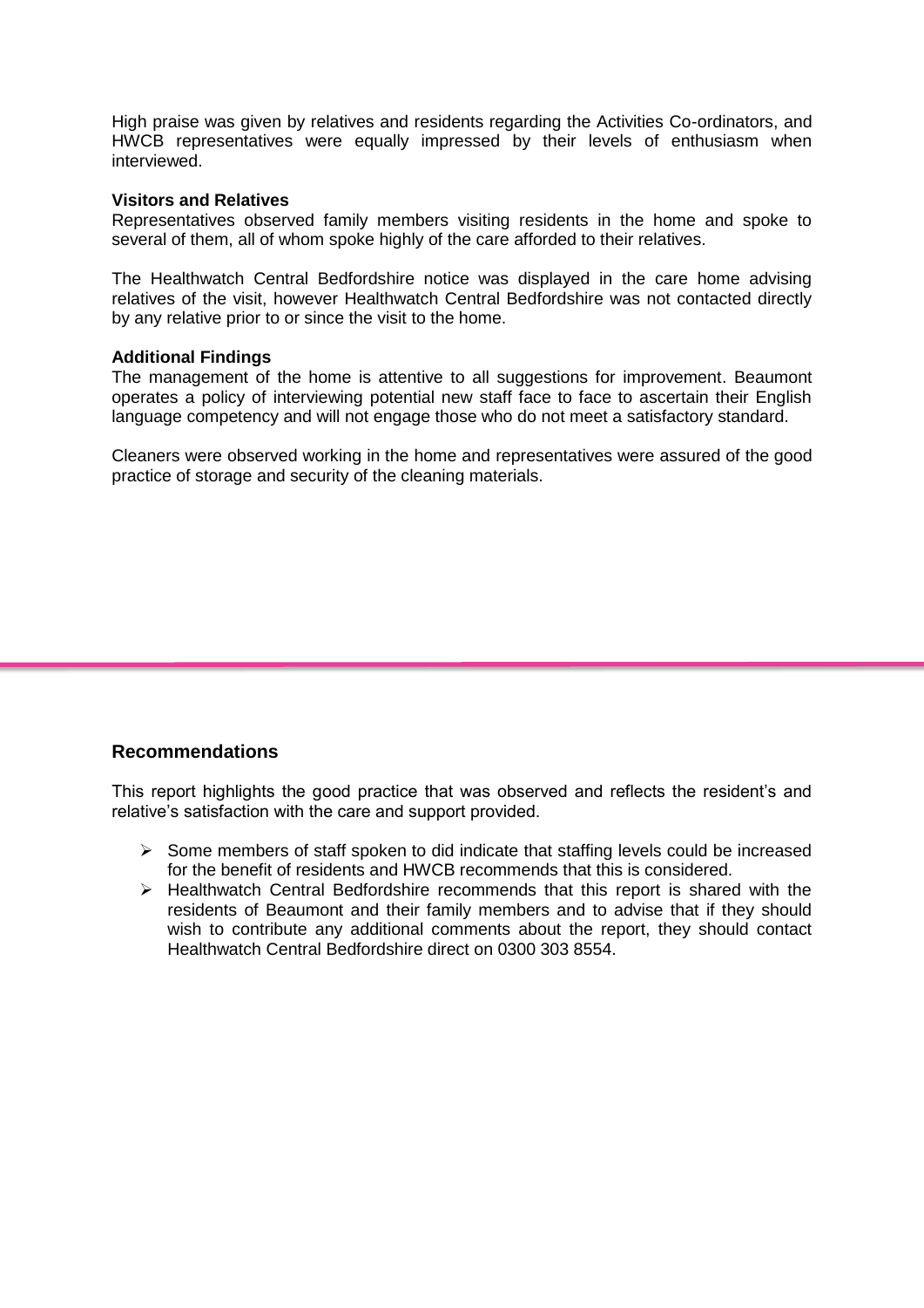High praise was given by relatives and residents regarding the Activities Co-ordinators, and HWCB representatives were equally impressed by their levels of enthusiasm when interviewed.

**Visitors and Relatives**

Representatives observed family members visiting residents in the home and spoke to several of them, all of whom spoke highly of the care afforded to their relatives.

The Healthwatch Central Bedfordshire notice was displayed in the care home advising relatives of the visit, however Healthwatch Central Bedfordshire was not contacted directly by any relative prior to or since the visit to the home.

**Additional Findings**

The management of the home is attentive to all suggestions for improvement. Beaumont operates a policy of interviewing potential new staff face to face to ascertain their English language competency and will not engage those who do not meet a satisfactory standard.

Cleaners were observed working in the home and representatives were assured of the good practice of storage and security of the cleaning materials.

## Recommendations

This report highlights the good practice that was observed and reflects the resident's and relative's satisfaction with the care and support provided.

- Some members of staff spoken to did indicate that staffing levels could be increased for the benefit of residents and HWCB recommends that this is considered.
- Healthwatch Central Bedfordshire recommends that this report is shared with the residents of Beaumont and their family members and to advise that if they should wish to contribute any additional comments about the report, they should contact Healthwatch Central Bedfordshire direct on 0300 303 8554.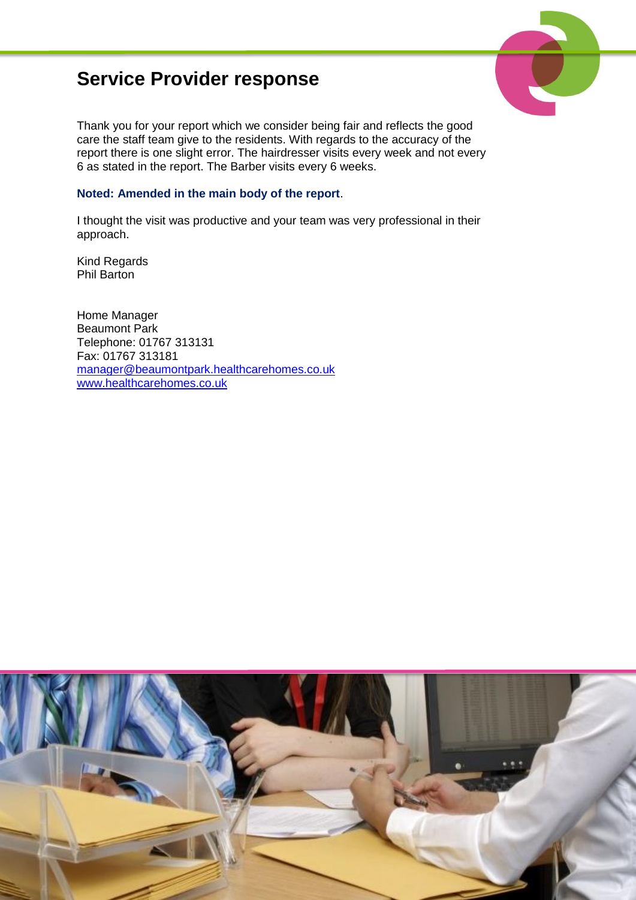# Service Provider response

Thank you for your report which we consider being fair and reflects the good care the staff team give to the residents. With regards to the accuracy of the report there is one slight error. The hairdresser visits every week and not every 6 as stated in the report. The Barber visits every 6 weeks.

**Noted: Amended in the main body of the report**.

I thought the visit was productive and your team was very professional in their approach.

Kind Regards
Phil Barton

Home Manager
Beaumont Park
Telephone: 01767 313131
Fax: 01767 313181
manager@beaumontpark.healthcarehomes.co.uk
www.healthcarehomes.co.uk